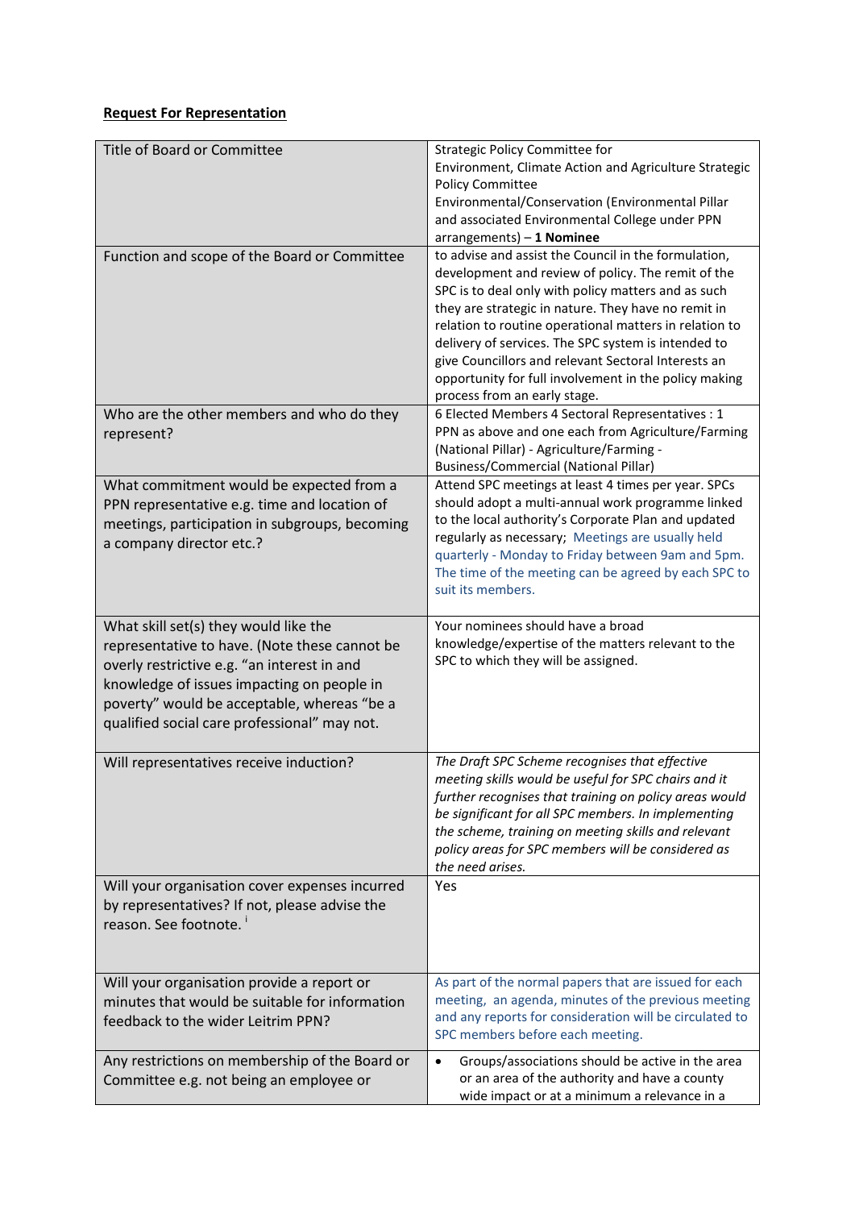**Request For Representation**

| Title of Board or Committee | Strategic Policy Committee for Environment, Climate Action and Agriculture Strategic Policy Committee Environmental/Conservation (Environmental Pillar and associated Environmental College under PPN arrangements) – **1 Nominee** |
|---|---|
| Function and scope of the Board or Committee | to advise and assist the Council in the formulation, development and review of policy. The remit of the SPC is to deal only with policy matters and as such they are strategic in nature. They have no remit in relation to routine operational matters in relation to delivery of services. The SPC system is intended to give Councillors and relevant Sectoral Interests an opportunity for full involvement in the policy making process from an early stage. |
| Who are the other members and who do they represent? | 6 Elected Members 4 Sectoral Representatives : 1 PPN as above and one each from Agriculture/Farming (National Pillar) - Agriculture/Farming - Business/Commercial (National Pillar) |
| What commitment would be expected from a PPN representative e.g. time and location of meetings, participation in subgroups, becoming a company director etc.? | Attend SPC meetings at least 4 times per year. SPCs should adopt a multi-annual work programme linked to the local authority's Corporate Plan and updated regularly as necessary; Meetings are usually held quarterly - Monday to Friday between 9am and 5pm. The time of the meeting can be agreed by each SPC to suit its members. |
| What skill set(s) they would like the representative to have. (Note these cannot be overly restrictive e.g. "an interest in and knowledge of issues impacting on people in poverty" would be acceptable, whereas "be a qualified social care professional" may not. | Your nominees should have a broad knowledge/expertise of the matters relevant to the SPC to which they will be assigned. |
| Will representatives receive induction? | *The Draft SPC Scheme recognises that effective meeting skills would be useful for SPC chairs and it further recognises that training on policy areas would be significant for all SPC members. In implementing the scheme, training on meeting skills and relevant policy areas for SPC members will be considered as the need arises.* |
| Will your organisation cover expenses incurred by representatives? If not, please advise the reason. See footnote. [i] | Yes |
| Will your organisation provide a report or minutes that would be suitable for information feedback to the wider Leitrim PPN? | As part of the normal papers that are issued for each meeting, an agenda, minutes of the previous meeting and any reports for consideration will be circulated to SPC members before each meeting. |
| Any restrictions on membership of the Board or Committee e.g. not being an employee or | • Groups/associations should be active in the area or an area of the authority and have a county wide impact or at a minimum a relevance in a |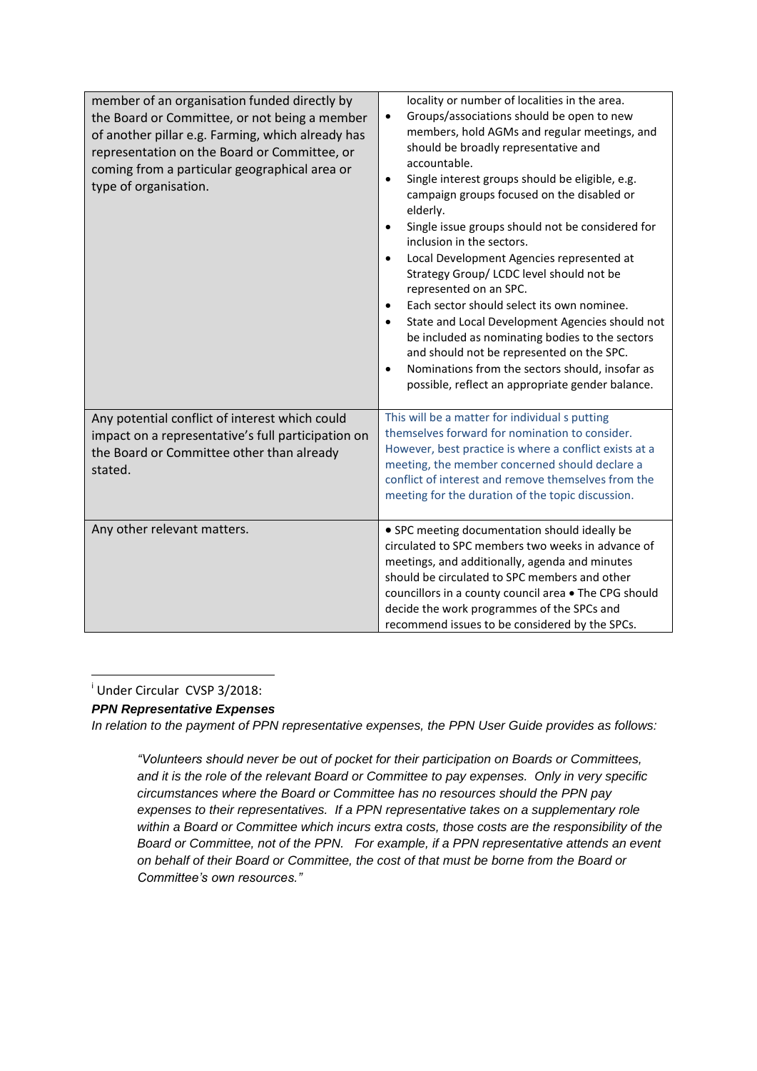| | |
|---|---|
| member of an organisation funded directly by the Board or Committee, or not being a member of another pillar e.g. Farming, which already has representation on the Board or Committee, or coming from a particular geographical area or type of organisation. | locality or number of localities in the area.<br>• Groups/associations should be open to new members, hold AGMs and regular meetings, and should be broadly representative and accountable.<br>• Single interest groups should be eligible, e.g. campaign groups focused on the disabled or elderly.<br>• Single issue groups should not be considered for inclusion in the sectors.<br>• Local Development Agencies represented at Strategy Group/ LCDC level should not be represented on an SPC.<br>• Each sector should select its own nominee.<br>• State and Local Development Agencies should not be included as nominating bodies to the sectors and should not be represented on the SPC.<br>• Nominations from the sectors should, insofar as possible, reflect an appropriate gender balance. |
| Any potential conflict of interest which could impact on a representative's full participation on the Board or Committee other than already stated. | This will be a matter for individual s putting themselves forward for nomination to consider. However, best practice is where a conflict exists at a meeting, the member concerned should declare a conflict of interest and remove themselves from the meeting for the duration of the topic discussion. |
| Any other relevant matters. | • SPC meeting documentation should ideally be circulated to SPC members two weeks in advance of meetings, and additionally, agenda and minutes should be circulated to SPC members and other councillors in a county council area • The CPG should decide the work programmes of the SPCs and recommend issues to be considered by the SPCs. |

[i] Under Circular CVSP 3/2018:

***PPN Representative Expenses***

*In relation to the payment of PPN representative expenses, the PPN User Guide provides as follows:*

> *"Volunteers should never be out of pocket for their participation on Boards or Committees, and it is the role of the relevant Board or Committee to pay expenses. Only in very specific circumstances where the Board or Committee has no resources should the PPN pay expenses to their representatives. If a PPN representative takes on a supplementary role within a Board or Committee which incurs extra costs, those costs are the responsibility of the Board or Committee, not of the PPN. For example, if a PPN representative attends an event on behalf of their Board or Committee, the cost of that must be borne from the Board or Committee's own resources."*